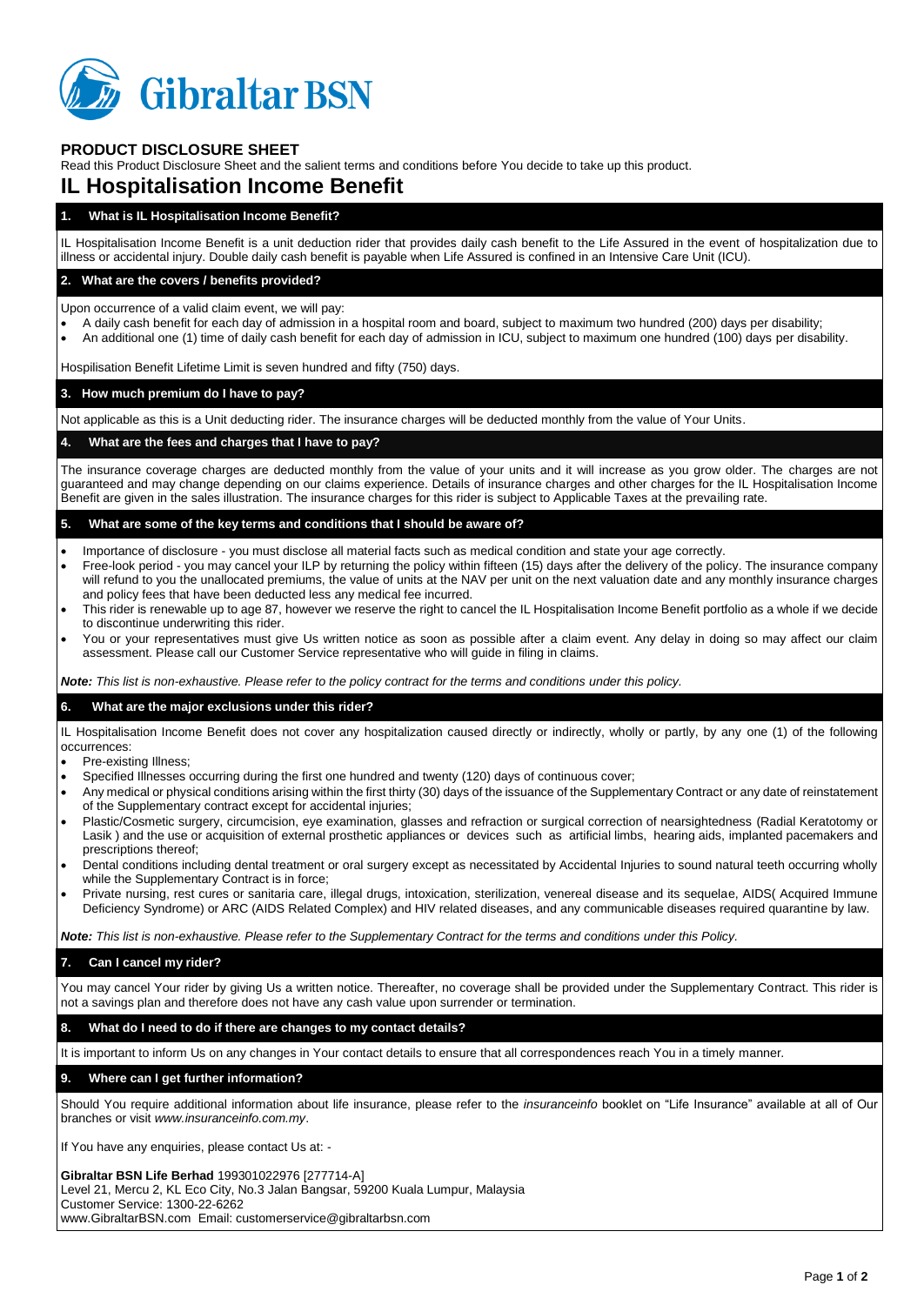Gibraltar BSN

## PRODUCT DISCLOSURE SHEET

Read this Product Disclosure Sheet and the salient terms and conditions before You decide to take up this product.

# IL Hospitalisation Income Benefit

### 1. What is IL Hospitalisation Income Benefit?

IL Hospitalisation Income Benefit is a unit deduction rider that provides daily cash benefit to the Life Assured in the event of hospitalization due to illness or accidental injury. Double daily cash benefit is payable when Life Assured is confined in an Intensive Care Unit (ICU).

### 2. What are the covers / benefits provided?

Upon occurrence of a valid claim event, we will pay:

- A daily cash benefit for each day of admission in a hospital room and board, subject to maximum two hundred (200) days per disability;
- An additional one (1) time of daily cash benefit for each day of admission in ICU, subject to maximum one hundred (100) days per disability.

Hospilisation Benefit Lifetime Limit is seven hundred and fifty (750) days.

### 3. How much premium do I have to pay?

Not applicable as this is a Unit deducting rider. The insurance charges will be deducted monthly from the value of Your Units.

### 4. What are the fees and charges that I have to pay?

The insurance coverage charges are deducted monthly from the value of your units and it will increase as you grow older. The charges are not guaranteed and may change depending on our claims experience. Details of insurance charges and other charges for the IL Hospitalisation Income Benefit are given in the sales illustration. The insurance charges for this rider is subject to Applicable Taxes at the prevailing rate.

### 5. What are some of the key terms and conditions that I should be aware of?

- Importance of disclosure - you must disclose all material facts such as medical condition and state your age correctly.
- Free-look period - you may cancel your ILP by returning the policy within fifteen (15) days after the delivery of the policy. The insurance company will refund to you the unallocated premiums, the value of units at the NAV per unit on the next valuation date and any monthly insurance charges and policy fees that have been deducted less any medical fee incurred.
- This rider is renewable up to age 87, however we reserve the right to cancel the IL Hospitalisation Income Benefit portfolio as a whole if we decide to discontinue underwriting this rider.
- You or your representatives must give Us written notice as soon as possible after a claim event. Any delay in doing so may affect our claim assessment. Please call our Customer Service representative who will guide in filing in claims.

***Note:*** *This list is non-exhaustive. Please refer to the policy contract for the terms and conditions under this policy.*

### 6. What are the major exclusions under this rider?

IL Hospitalisation Income Benefit does not cover any hospitalization caused directly or indirectly, wholly or partly, by any one (1) of the following occurrences:

- Pre-existing Illness;
- Specified Illnesses occurring during the first one hundred and twenty (120) days of continuous cover;
- Any medical or physical conditions arising within the first thirty (30) days of the issuance of the Supplementary Contract or any date of reinstatement of the Supplementary contract except for accidental injuries;
- Plastic/Cosmetic surgery, circumcision, eye examination, glasses and refraction or surgical correction of nearsightedness (Radial Keratotomy or Lasik ) and the use or acquisition of external prosthetic appliances or devices such as artificial limbs, hearing aids, implanted pacemakers and prescriptions thereof;
- Dental conditions including dental treatment or oral surgery except as necessitated by Accidental Injuries to sound natural teeth occurring wholly while the Supplementary Contract is in force;
- Private nursing, rest cures or sanitaria care, illegal drugs, intoxication, sterilization, venereal disease and its sequelae, AIDS( Acquired Immune Deficiency Syndrome) or ARC (AIDS Related Complex) and HIV related diseases, and any communicable diseases required quarantine by law.

***Note:*** *This list is non-exhaustive. Please refer to the Supplementary Contract for the terms and conditions under this Policy.*

### 7. Can I cancel my rider?

You may cancel Your rider by giving Us a written notice. Thereafter, no coverage shall be provided under the Supplementary Contract. This rider is not a savings plan and therefore does not have any cash value upon surrender or termination.

### 8. What do I need to do if there are changes to my contact details?

It is important to inform Us on any changes in Your contact details to ensure that all correspondences reach You in a timely manner.

### 9. Where can I get further information?

Should You require additional information about life insurance, please refer to the *insuranceinfo* booklet on "Life Insurance" available at all of Our branches or visit *www.insuranceinfo.com.my*.

If You have any enquiries, please contact Us at: -

**Gibraltar BSN Life Berhad** 199301022976 [277714-A]
Level 21, Mercu 2, KL Eco City, No.3 Jalan Bangsar, 59200 Kuala Lumpur, Malaysia
Customer Service: 1300-22-6262
www.GibraltarBSN.com Email: customerservice@gibraltarbsn.com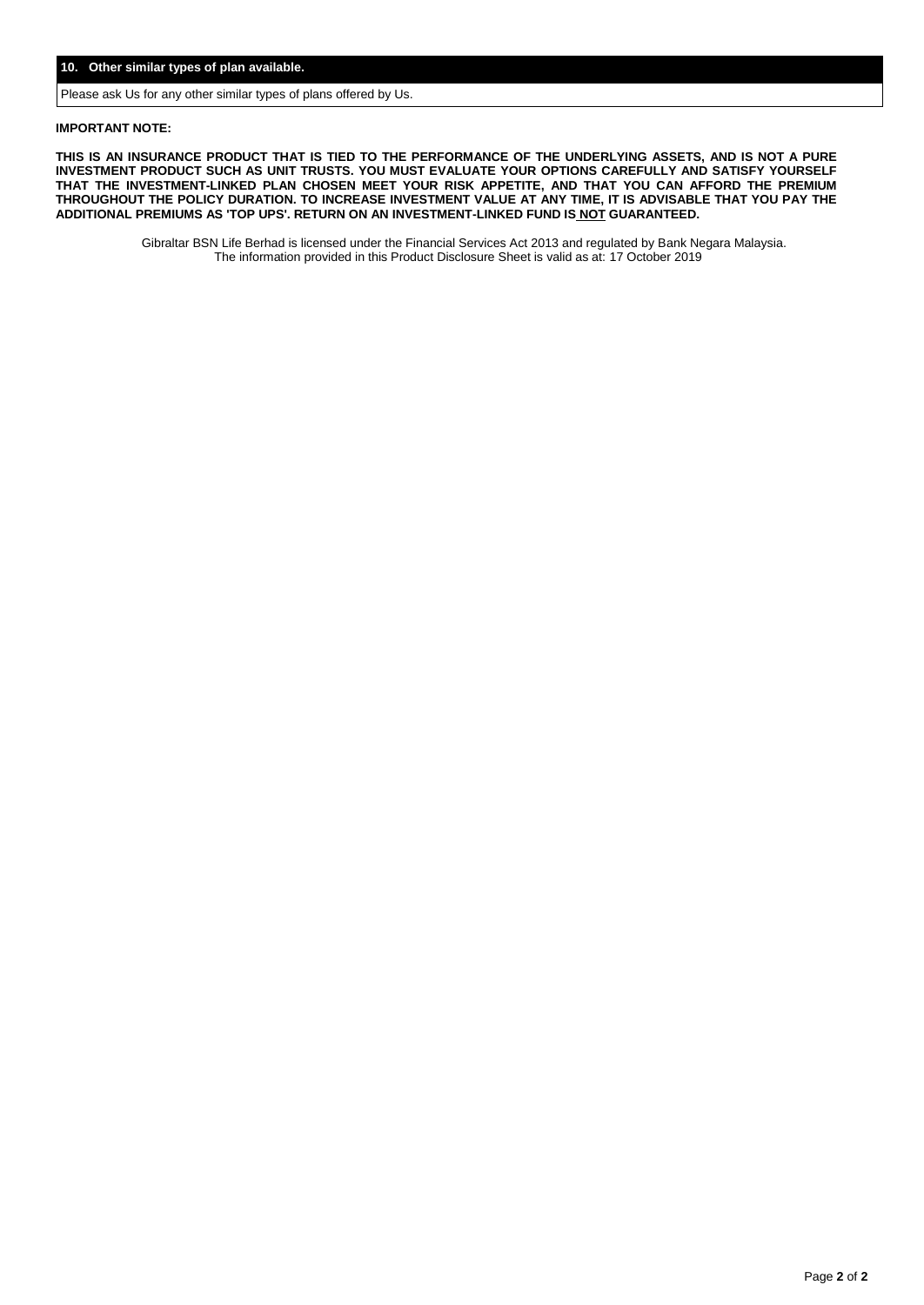## 10. Other similar types of plan available.

Please ask Us for any other similar types of plans offered by Us.

**IMPORTANT NOTE:**

**THIS IS AN INSURANCE PRODUCT THAT IS TIED TO THE PERFORMANCE OF THE UNDERLYING ASSETS, AND IS NOT A PURE INVESTMENT PRODUCT SUCH AS UNIT TRUSTS. YOU MUST EVALUATE YOUR OPTIONS CAREFULLY AND SATISFY YOURSELF THAT THE INVESTMENT-LINKED PLAN CHOSEN MEET YOUR RISK APPETITE, AND THAT YOU CAN AFFORD THE PREMIUM THROUGHOUT THE POLICY DURATION. TO INCREASE INVESTMENT VALUE AT ANY TIME, IT IS ADVISABLE THAT YOU PAY THE ADDITIONAL PREMIUMS AS 'TOP UPS'. RETURN ON AN INVESTMENT-LINKED FUND IS NOT GUARANTEED.**

Gibraltar BSN Life Berhad is licensed under the Financial Services Act 2013 and regulated by Bank Negara Malaysia.
The information provided in this Product Disclosure Sheet is valid as at: 17 October 2019